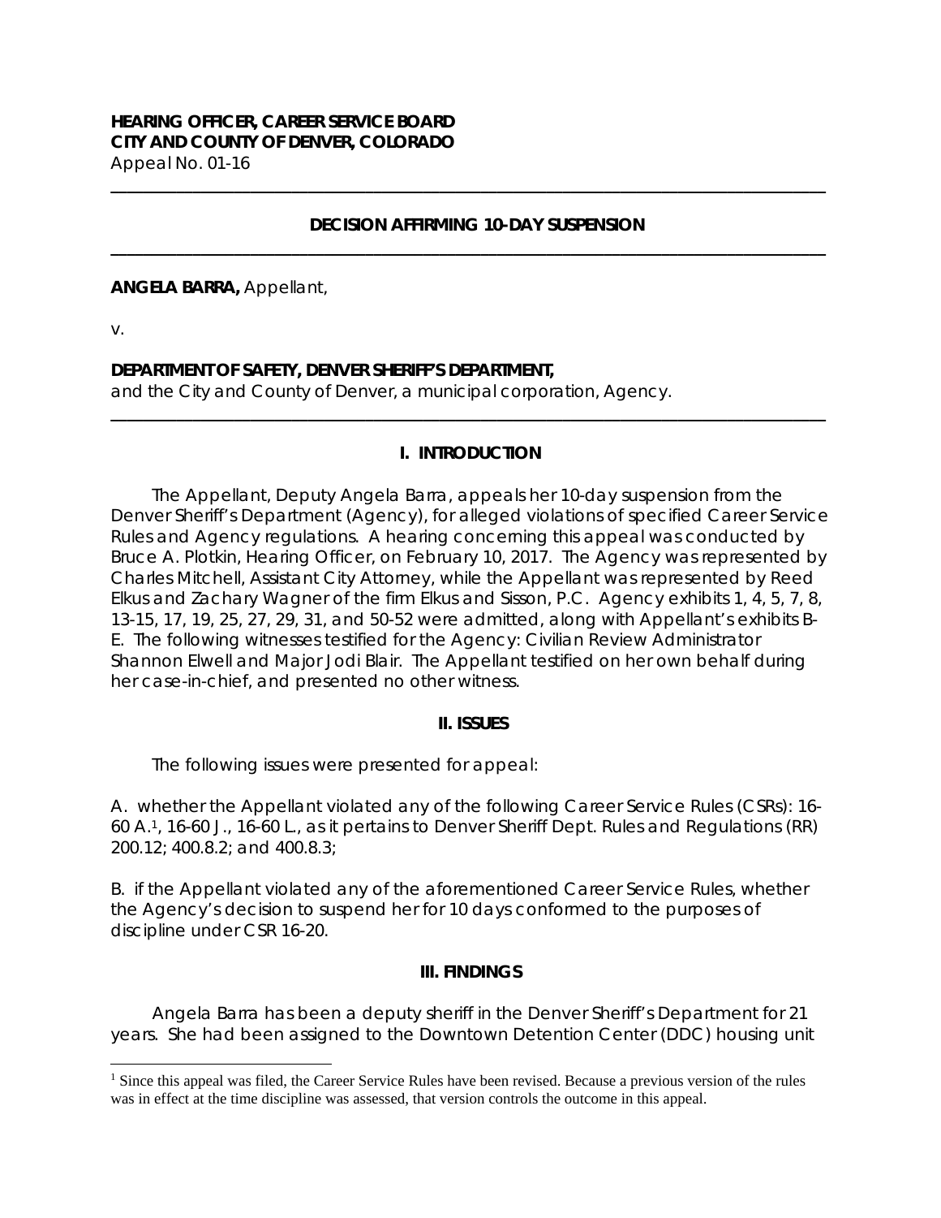**HEARING OFFICER, CAREER SERVICE BOARD**
**CITY AND COUNTY OF DENVER, COLORADO**
Appeal No. 01-16

---

**DECISION AFFIRMING 10-DAY SUSPENSION**

---

**ANGELA BARRA,** Appellant,

v.

**DEPARTMENT OF SAFETY, DENVER SHERIFF'S DEPARTMENT,**
and the City and County of Denver, a municipal corporation, Agency.

---

## I. INTRODUCTION

The Appellant, Deputy Angela Barra, appeals her 10-day suspension from the Denver Sheriff's Department (Agency), for alleged violations of specified Career Service Rules and Agency regulations. A hearing concerning this appeal was conducted by Bruce A. Plotkin, Hearing Officer, on February 10, 2017. The Agency was represented by Charles Mitchell, Assistant City Attorney, while the Appellant was represented by Reed Elkus and Zachary Wagner of the firm Elkus and Sisson, P.C. Agency exhibits 1, 4, 5, 7, 8, 13-15, 17, 19, 25, 27, 29, 31, and 50-52 were admitted, along with Appellant's exhibits B-E. The following witnesses testified for the Agency: Civilian Review Administrator Shannon Elwell and Major Jodi Blair. The Appellant testified on her own behalf during her case-in-chief, and presented no other witness.

## II. ISSUES

The following issues were presented for appeal:

A. whether the Appellant violated any of the following Career Service Rules (CSRs): 16-60 A.[1], 16-60 J., 16-60 L., as it pertains to Denver Sheriff Dept. Rules and Regulations (RR) 200.12; 400.8.2; and 400.8.3;

B. if the Appellant violated any of the aforementioned Career Service Rules, whether the Agency's decision to suspend her for 10 days conformed to the purposes of discipline under CSR 16-20.

## III. FINDINGS

Angela Barra has been a deputy sheriff in the Denver Sheriff's Department for 21 years. She had been assigned to the Downtown Detention Center (DDC) housing unit

---

[1] Since this appeal was filed, the Career Service Rules have been revised. Because a previous version of the rules was in effect at the time discipline was assessed, that version controls the outcome in this appeal.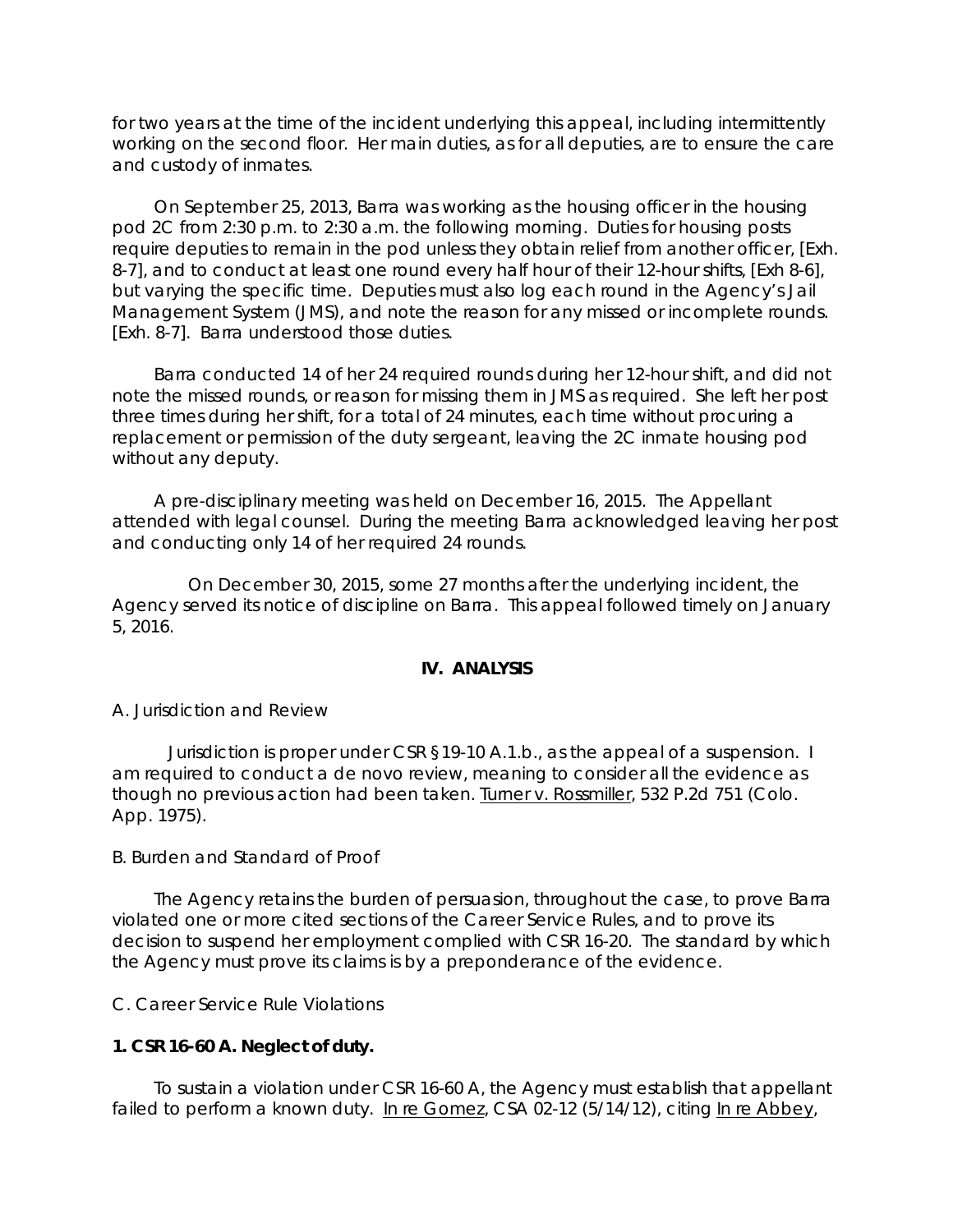for two years at the time of the incident underlying this appeal, including intermittently working on the second floor. Her main duties, as for all deputies, are to ensure the care and custody of inmates.

On September 25, 2013, Barra was working as the housing officer in the housing pod 2C from 2:30 p.m. to 2:30 a.m. the following morning. Duties for housing posts require deputies to remain in the pod unless they obtain relief from another officer, [Exh. 8-7], and to conduct at least one round every half hour of their 12-hour shifts, [Exh 8-6], but varying the specific time. Deputies must also log each round in the Agency's Jail Management System (JMS), and note the reason for any missed or incomplete rounds. [Exh. 8-7]. Barra understood those duties.

Barra conducted 14 of her 24 required rounds during her 12-hour shift, and did not note the missed rounds, or reason for missing them in JMS as required. She left her post three times during her shift, for a total of 24 minutes, each time without procuring a replacement or permission of the duty sergeant, leaving the 2C inmate housing pod without any deputy.

A pre-disciplinary meeting was held on December 16, 2015. The Appellant attended with legal counsel. During the meeting Barra acknowledged leaving her post and conducting only 14 of her required 24 rounds.

On December 30, 2015, some 27 months after the underlying incident, the Agency served its notice of discipline on Barra. This appeal followed timely on January 5, 2016.

## IV. ANALYSIS

A. Jurisdiction and Review

Jurisdiction is proper under CSR §19-10 A.1.b., as the appeal of a suspension. I am required to conduct a de novo review, meaning to consider all the evidence as though no previous action had been taken. Turner v. Rossmiller, 532 P.2d 751 (Colo. App. 1975).

B. Burden and Standard of Proof

The Agency retains the burden of persuasion, throughout the case, to prove Barra violated one or more cited sections of the Career Service Rules, and to prove its decision to suspend her employment complied with CSR 16-20. The standard by which the Agency must prove its claims is by a preponderance of the evidence.

C. Career Service Rule Violations

**1. CSR 16-60 A. Neglect of duty.**

To sustain a violation under CSR 16-60 A, the Agency must establish that appellant failed to perform a known duty. In re Gomez, CSA 02-12 (5/14/12), citing In re Abbey,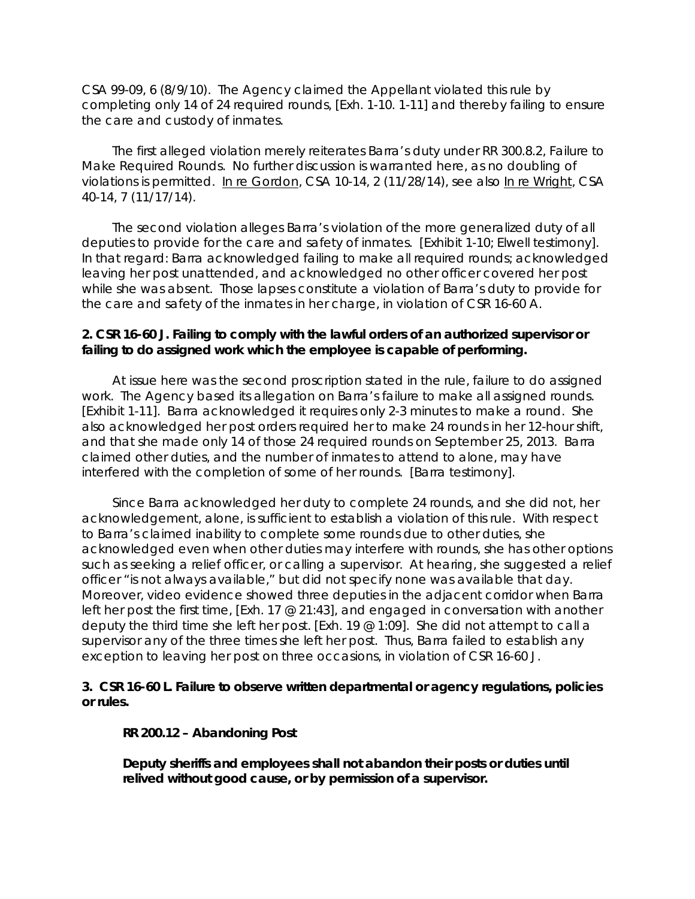CSA 99-09, 6 (8/9/10). The Agency claimed the Appellant violated this rule by completing only 14 of 24 required rounds, [Exh. 1-10. 1-11] and thereby failing to ensure the care and custody of inmates.

The first alleged violation merely reiterates Barra's duty under RR 300.8.2, Failure to Make Required Rounds. No further discussion is warranted here, as no doubling of violations is permitted. In re Gordon, CSA 10-14, 2 (11/28/14), see also In re Wright, CSA 40-14, 7 (11/17/14).

The second violation alleges Barra's violation of the more generalized duty of all deputies to provide for the care and safety of inmates. [Exhibit 1-10; Elwell testimony]. In that regard: Barra acknowledged failing to make all required rounds; acknowledged leaving her post unattended, and acknowledged no other officer covered her post while she was absent. Those lapses constitute a violation of Barra's duty to provide for the care and safety of the inmates in her charge, in violation of CSR 16-60 A.

**2. CSR 16-60 J. Failing to comply with the lawful orders of an authorized supervisor or failing to do assigned work which the employee is capable of performing.**

At issue here was the second proscription stated in the rule, failure to do assigned work. The Agency based its allegation on Barra's failure to make all assigned rounds. [Exhibit 1-11]. Barra acknowledged it requires only 2-3 minutes to make a round. She also acknowledged her post orders required her to make 24 rounds in her 12-hour shift, and that she made only 14 of those 24 required rounds on September 25, 2013. Barra claimed other duties, and the number of inmates to attend to alone, may have interfered with the completion of some of her rounds. [Barra testimony].

Since Barra acknowledged her duty to complete 24 rounds, and she did not, her acknowledgement, alone, is sufficient to establish a violation of this rule. With respect to Barra's claimed inability to complete some rounds due to other duties, she acknowledged even when other duties may interfere with rounds, she has other options such as seeking a relief officer, or calling a supervisor. At hearing, she suggested a relief officer "is not always available," but did not specify none was available that day. Moreover, video evidence showed three deputies in the adjacent corridor when Barra left her post the first time, [Exh. 17 @ 21:43], and engaged in conversation with another deputy the third time she left her post. [Exh. 19 @ 1:09]. She did not attempt to call a supervisor any of the three times she left her post. Thus, Barra failed to establish any exception to leaving her post on three occasions, in violation of CSR 16-60 J.

**3. CSR 16-60 L. Failure to observe written departmental or agency regulations, policies or rules.**

**RR 200.12 – Abandoning Post**

**Deputy sheriffs and employees shall not abandon their posts or duties until relived without good cause, or by permission of a supervisor.**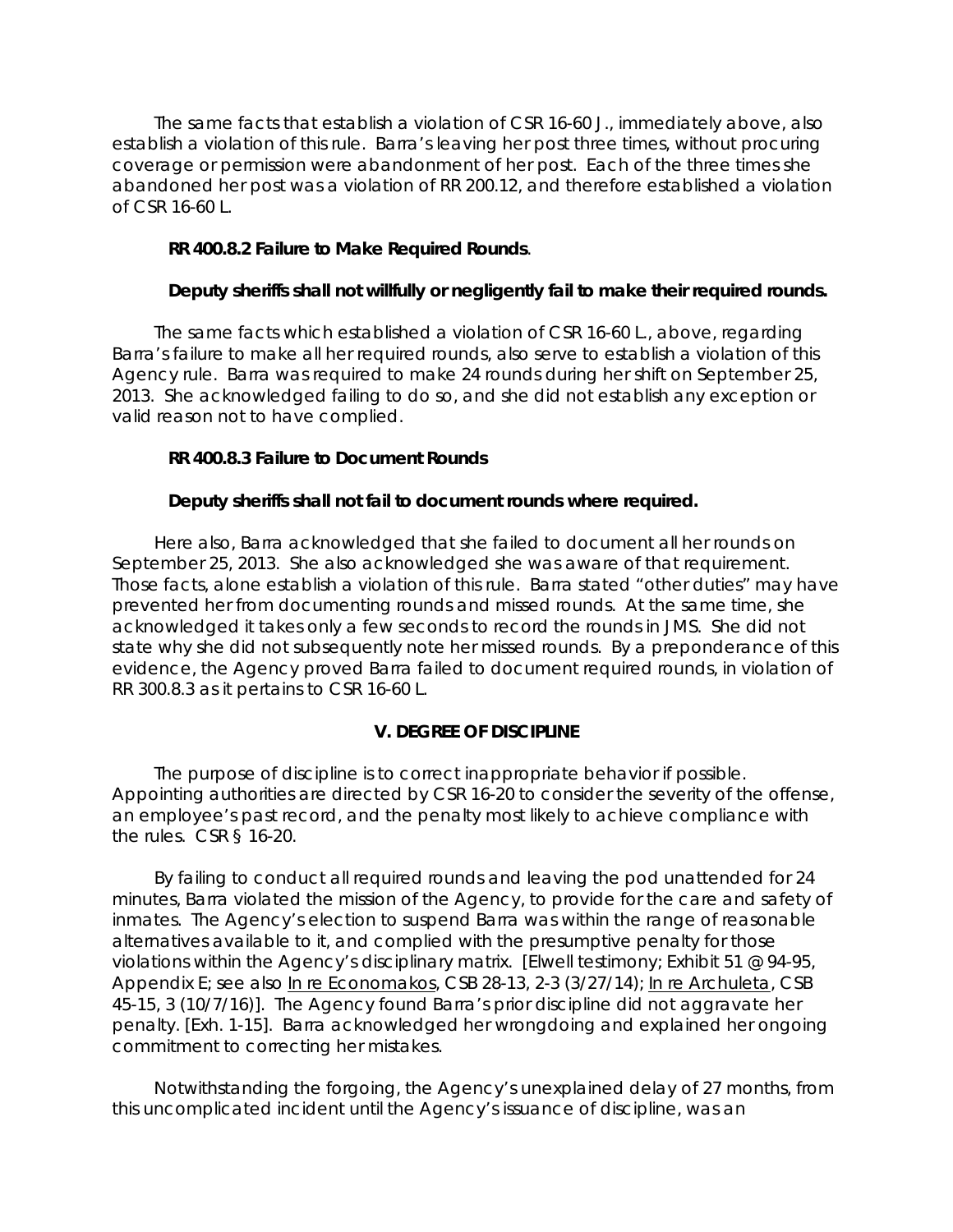The same facts that establish a violation of CSR 16-60 J., immediately above, also establish a violation of this rule. Barra's leaving her post three times, without procuring coverage or permission were abandonment of her post. Each of the three times she abandoned her post was a violation of RR 200.12, and therefore established a violation of CSR 16-60 L.

**RR 400.8.2 Failure to Make Required Rounds**.

**Deputy sheriffs shall not willfully or negligently fail to make their required rounds.**

The same facts which established a violation of CSR 16-60 L., above, regarding Barra's failure to make all her required rounds, also serve to establish a violation of this Agency rule. Barra was required to make 24 rounds during her shift on September 25, 2013. She acknowledged failing to do so, and she did not establish any exception or valid reason not to have complied.

**RR 400.8.3 Failure to Document Rounds**

**Deputy sheriffs shall not fail to document rounds where required.**

Here also, Barra acknowledged that she failed to document all her rounds on September 25, 2013. She also acknowledged she was aware of that requirement. Those facts, alone establish a violation of this rule. Barra stated "other duties" may have prevented her from documenting rounds and missed rounds. At the same time, she acknowledged it takes only a few seconds to record the rounds in JMS. She did not state why she did not subsequently note her missed rounds. By a preponderance of this evidence, the Agency proved Barra failed to document required rounds, in violation of RR 300.8.3 as it pertains to CSR 16-60 L.

## V. DEGREE OF DISCIPLINE

The purpose of discipline is to correct inappropriate behavior if possible. Appointing authorities are directed by CSR 16-20 to consider the severity of the offense, an employee's past record, and the penalty most likely to achieve compliance with the rules. CSR § 16-20.

By failing to conduct all required rounds and leaving the pod unattended for 24 minutes, Barra violated the mission of the Agency, to provide for the care and safety of inmates. The Agency's election to suspend Barra was within the range of reasonable alternatives available to it, and complied with the presumptive penalty for those violations within the Agency's disciplinary matrix. [Elwell testimony; Exhibit 51 @ 94-95, Appendix E; see also In re Economakos, CSB 28-13, 2-3 (3/27/14); In re Archuleta, CSB 45-15, 3 (10/7/16)]. The Agency found Barra's prior discipline did not aggravate her penalty. [Exh. 1-15]. Barra acknowledged her wrongdoing and explained her ongoing commitment to correcting her mistakes.

Notwithstanding the forgoing, the Agency's unexplained delay of 27 months, from this uncomplicated incident until the Agency's issuance of discipline, was an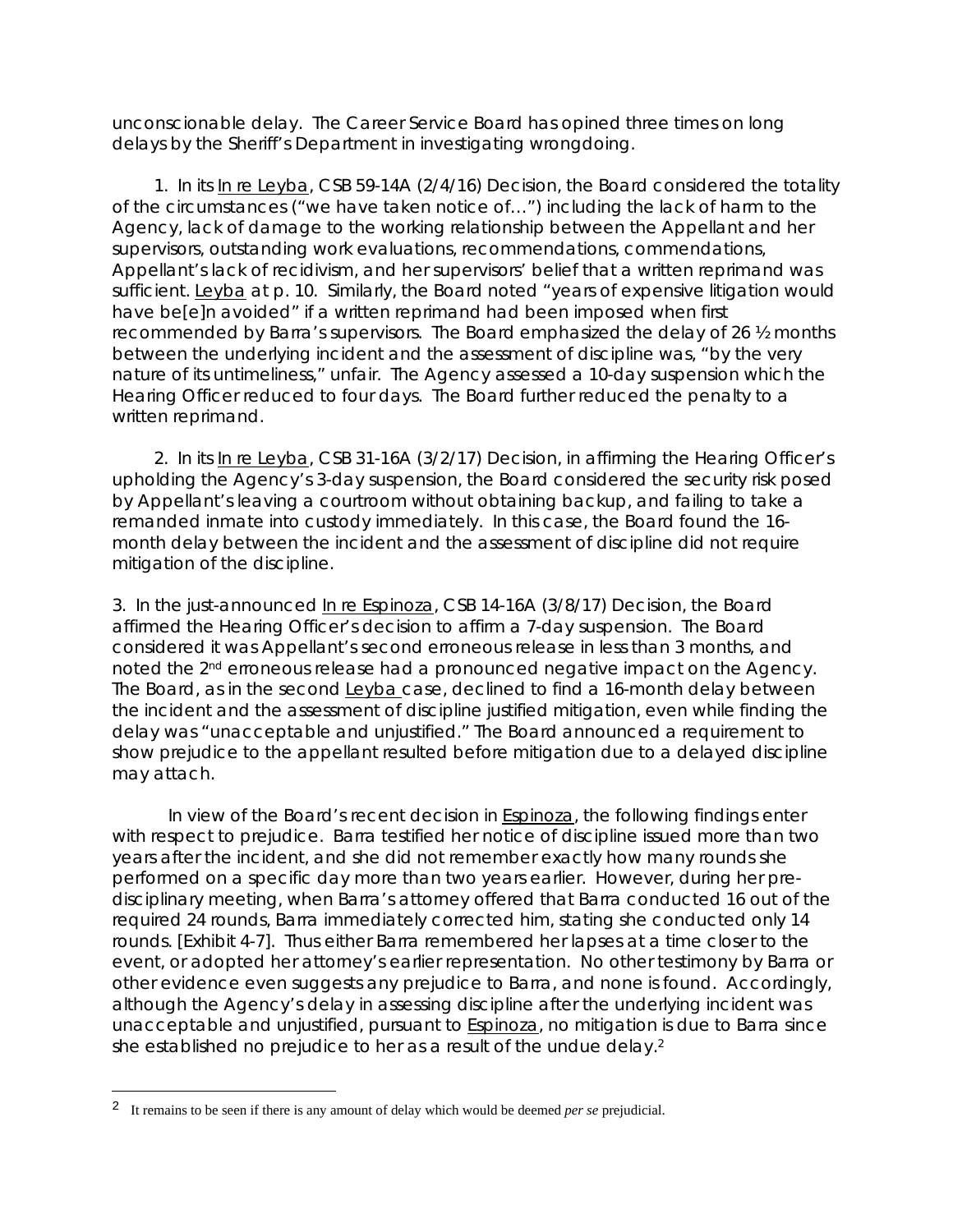unconscionable delay. The Career Service Board has opined three times on long delays by the Sheriff's Department in investigating wrongdoing.

1. In its In re Leyba, CSB 59-14A (2/4/16) Decision, the Board considered the totality of the circumstances ("we have taken notice of…") including the lack of harm to the Agency, lack of damage to the working relationship between the Appellant and her supervisors, outstanding work evaluations, recommendations, commendations, Appellant's lack of recidivism, and her supervisors' belief that a written reprimand was sufficient. Leyba at p. 10. Similarly, the Board noted "years of expensive litigation would have be[e]n avoided" if a written reprimand had been imposed when first recommended by Barra's supervisors. The Board emphasized the delay of 26 ½ months between the underlying incident and the assessment of discipline was, "by the very nature of its untimeliness," unfair. The Agency assessed a 10-day suspension which the Hearing Officer reduced to four days. The Board further reduced the penalty to a written reprimand.

2. In its In re Leyba, CSB 31-16A (3/2/17) Decision, in affirming the Hearing Officer's upholding the Agency's 3-day suspension, the Board considered the security risk posed by Appellant's leaving a courtroom without obtaining backup, and failing to take a remanded inmate into custody immediately. In this case, the Board found the 16-month delay between the incident and the assessment of discipline did not require mitigation of the discipline.

3. In the just-announced In re Espinoza, CSB 14-16A (3/8/17) Decision, the Board affirmed the Hearing Officer's decision to affirm a 7-day suspension. The Board considered it was Appellant's second erroneous release in less than 3 months, and noted the 2nd erroneous release had a pronounced negative impact on the Agency. The Board, as in the second Leyba case, declined to find a 16-month delay between the incident and the assessment of discipline justified mitigation, even while finding the delay was "unacceptable and unjustified." The Board announced a requirement to show prejudice to the appellant resulted before mitigation due to a delayed discipline may attach.

In view of the Board's recent decision in Espinoza, the following findings enter with respect to prejudice. Barra testified her notice of discipline issued more than two years after the incident, and she did not remember exactly how many rounds she performed on a specific day more than two years earlier. However, during her pre-disciplinary meeting, when Barra's attorney offered that Barra conducted 16 out of the required 24 rounds, Barra immediately corrected him, stating she conducted only 14 rounds. [Exhibit 4-7]. Thus either Barra remembered her lapses at a time closer to the event, or adopted her attorney's earlier representation. No other testimony by Barra or other evidence even suggests any prejudice to Barra, and none is found. Accordingly, although the Agency's delay in assessing discipline after the underlying incident was unacceptable and unjustified, pursuant to Espinoza, no mitigation is due to Barra since she established no prejudice to her as a result of the undue delay.[2]

---

[2] It remains to be seen if there is any amount of delay which would be deemed *per se* prejudicial.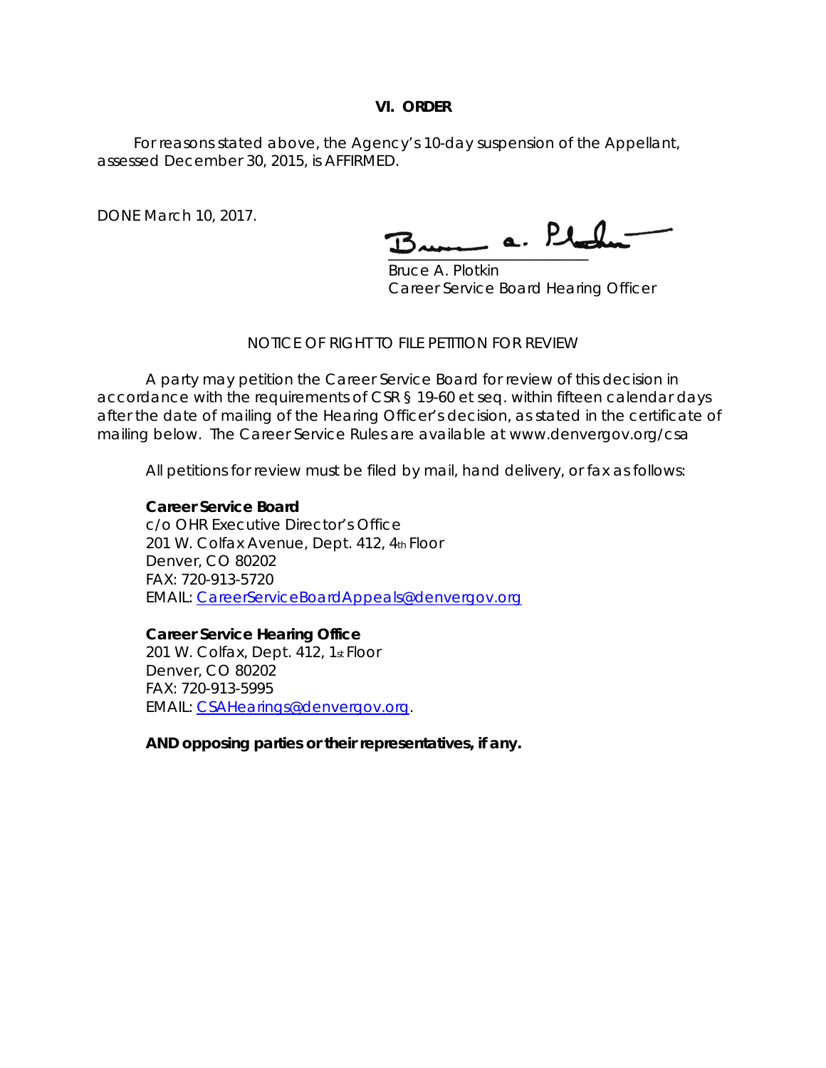## VI. ORDER

For reasons stated above, the Agency's 10-day suspension of the Appellant, assessed December 30, 2015, is AFFIRMED.

DONE March 10, 2017.

Bruce A. Plotkin
Career Service Board Hearing Officer

NOTICE OF RIGHT TO FILE PETITION FOR REVIEW

A party may petition the Career Service Board for review of this decision in accordance with the requirements of CSR § 19-60 et seq. within fifteen calendar days after the date of mailing of the Hearing Officer's decision, as stated in the certificate of mailing below. The Career Service Rules are available at www.denvergov.org/csa

All petitions for review must be filed by mail, hand delivery, or fax as follows:

**Career Service Board**
c/o OHR Executive Director's Office
201 W. Colfax Avenue, Dept. 412, 4th Floor
Denver, CO 80202
FAX: 720-913-5720
EMAIL: CareerServiceBoardAppeals@denvergov.org

**Career Service Hearing Office**
201 W. Colfax, Dept. 412, 1st Floor
Denver, CO 80202
FAX: 720-913-5995
EMAIL: CSAHearings@denvergov.org.

**AND opposing parties or their representatives, if any.**